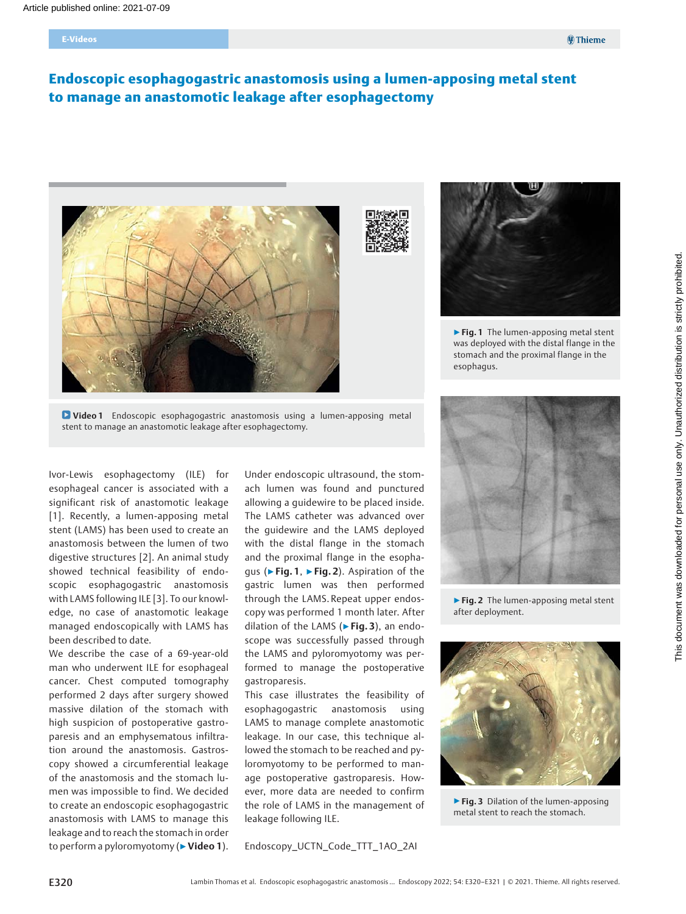# Endoscopic esophagogastric anastomosis using a lumen-apposing metal stent to manage an anastomotic leakage after esophagectomy

**Video 1** Endoscopic esophagogastric anastomosis using a lumen-apposing metal stent to manage an anastomotic leakage after esophagectomy.

Ivor-Lewis esophagectomy (ILE) for esophageal cancer is associated with a significant risk of anastomotic leakage [1]. Recently, a lumen-apposing metal stent (LAMS) has been used to create an anastomosis between the lumen of two digestive structures [2]. An animal study showed technical feasibility of endoscopic esophagogastric anastomosis with LAMS following ILE [3]. To our knowledge, no case of anastomotic leakage managed endoscopically with LAMS has been described to date.

We describe the case of a 69-year-old man who underwent ILE for esophageal cancer. Chest computed tomography performed 2 days after surgery showed massive dilation of the stomach with high suspicion of postoperative gastroparesis and an emphysematous infiltration around the anastomosis. Gastroscopy showed a circumferential leakage of the anastomosis and the stomach lumen was impossible to find. We decided to create an endoscopic esophagogastric anastomosis with LAMS to manage this leakage and to reach the stomach in order to perform a pyloromyotomy (▶ **Video 1**).

Under endoscopic ultrasound, the stomach lumen was found and punctured allowing a guidewire to be placed inside. The LAMS catheter was advanced over the guidewire and the LAMS deployed with the distal flange in the stomach and the proximal flange in the esophagus (▶ **Fig. 1**, ▶ **Fig. 2**). Aspiration of the gastric lumen was then performed through the LAMS. Repeat upper endoscopy was performed 1 month later. After dilation of the LAMS (▶ **Fig. 3**), an endoscope was successfully passed through the LAMS and pyloromyotomy was performed to manage the postoperative gastroparesis.

This case illustrates the feasibility of esophagogastric anastomosis using LAMS to manage complete anastomotic leakage. In our case, this technique allowed the stomach to be reached and pyloromyotomy to be performed to manage postoperative gastroparesis. However, more data are needed to confirm the role of LAMS in the management of leakage following ILE.

Endoscopy_UCTN_Code_TTT_1AO_2AI

▶ **Fig. 1** The lumen-apposing metal stent was deployed with the distal flange in the stomach and the proximal flange in the esophagus.

▶ **Fig. 2** The lumen-apposing metal stent after deployment.

▶ **Fig. 3** Dilation of the lumen-apposing metal stent to reach the stomach.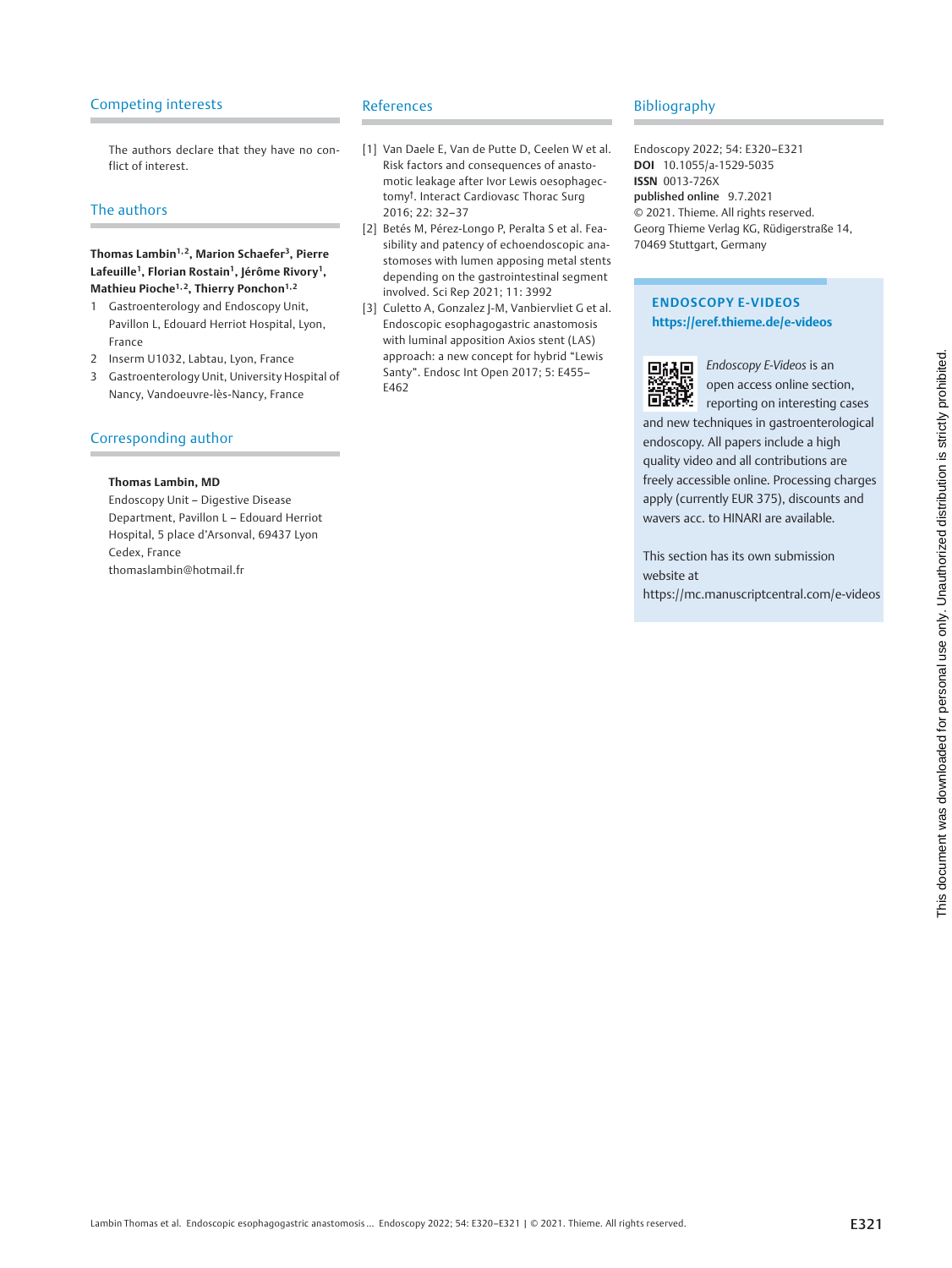## Competing interests

The authors declare that they have no conflict of interest.

## The authors

**Thomas Lambin[1,2], Marion Schaefer[3], Pierre Lafeuille[1], Florian Rostain[1], Jérôme Rivory[1], Mathieu Pioche[1,2], Thierry Ponchon[1,2]**

1. Gastroenterology and Endoscopy Unit, Pavillon L, Edouard Herriot Hospital, Lyon, France
2. Inserm U1032, Labtau, Lyon, France
3. Gastroenterology Unit, University Hospital of Nancy, Vandoeuvre-lès-Nancy, France

## Corresponding author

**Thomas Lambin, MD**
Endoscopy Unit – Digestive Disease Department, Pavillon L – Edouard Herriot Hospital, 5 place d'Arsonval, 69437 Lyon Cedex, France
thomaslambin@hotmail.fr

## References

[1] Van Daele E, Van de Putte D, Ceelen W et al. Risk factors and consequences of anastomotic leakage after Ivor Lewis oesophagectomy†. Interact Cardiovasc Thorac Surg 2016; 22: 32–37

[2] Betés M, Pérez-Longo P, Peralta S et al. Feasibility and patency of echoendoscopic anastomoses with lumen apposing metal stents depending on the gastrointestinal segment involved. Sci Rep 2021; 11: 3992

[3] Culetto A, Gonzalez J-M, Vanbiervliet G et al. Endoscopic esophagogastric anastomosis with luminal apposition Axios stent (LAS) approach: a new concept for hybrid "Lewis Santy". Endosc Int Open 2017; 5: E455–E462

## Bibliography

Endoscopy 2022; 54: E320–E321
**DOI** 10.1055/a-1529-5035
**ISSN** 0013-726X
**published online** 9.7.2021
© 2021. Thieme. All rights reserved.
Georg Thieme Verlag KG, Rüdigerstraße 14, 70469 Stuttgart, Germany

**ENDOSCOPY E-VIDEOS**
**https://eref.thieme.de/e-videos**

*Endoscopy E-Videos* is an open access online section, reporting on interesting cases and new techniques in gastroenterological endoscopy. All papers include a high quality video and all contributions are freely accessible online. Processing charges apply (currently EUR 375), discounts and wavers acc. to HINARI are available.

This section has its own submission website at https://mc.manuscriptcentral.com/e-videos